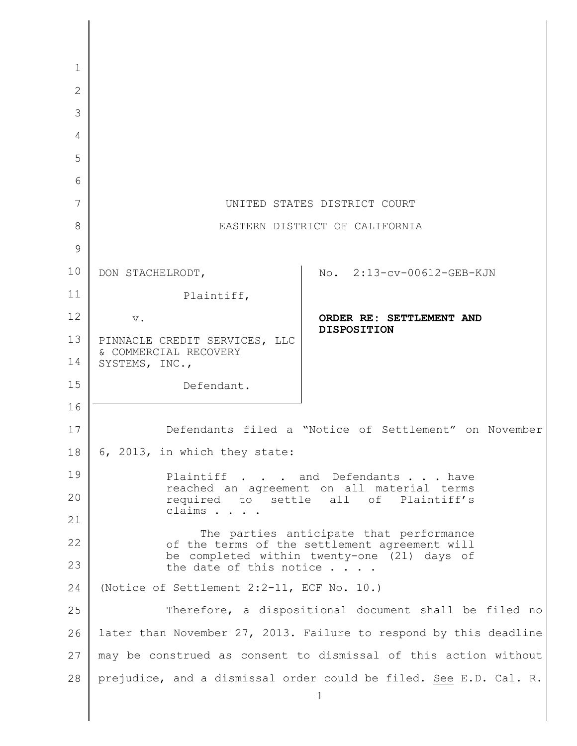UNITED STATES DISTRICT COURT

EASTERN DISTRICT OF CALIFORNIA

| | |
|---|---|
| DON STACHELRODT,<br><br>Plaintiff,<br><br>v.<br><br>PINNACLE CREDIT SERVICES, LLC & COMMERCIAL RECOVERY SYSTEMS, INC.,<br><br>Defendant. | No. 2:13-cv-00612-GEB-KJN<br><br>**ORDER RE: SETTLEMENT AND DISPOSITION** |

Defendants filed a "Notice of Settlement" on November 6, 2013, in which they state:

> Plaintiff . . . and Defendants . . . have reached an agreement on all material terms required to settle all of Plaintiff's claims . . . .
>
> The parties anticipate that performance of the terms of the settlement agreement will be completed within twenty-one (21) days of the date of this notice . . . .

(Notice of Settlement 2:2-11, ECF No. 10.)

Therefore, a dispositional document shall be filed no later than November 27, 2013. Failure to respond by this deadline may be construed as consent to dismissal of this action without prejudice, and a dismissal order could be filed. See E.D. Cal. R.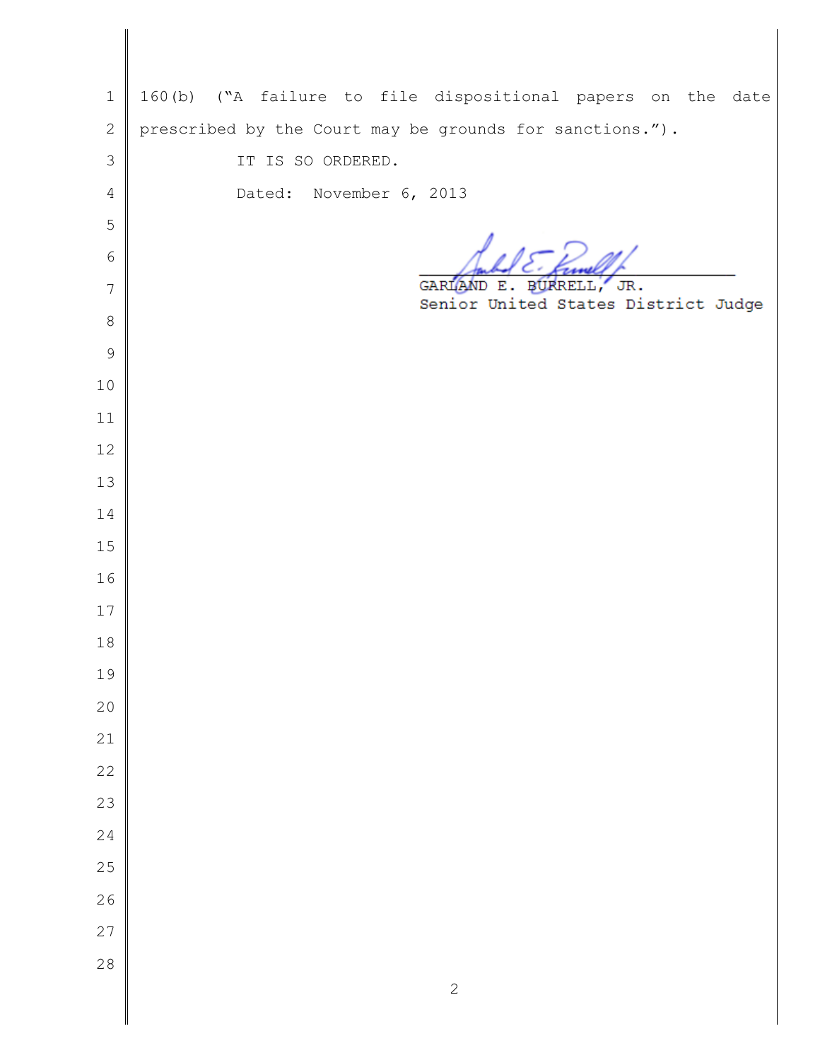160(b) ("A failure to file dispositional papers on the date prescribed by the Court may be grounds for sanctions.").

IT IS SO ORDERED.

Dated: November 6, 2013

GARLAND E. BURRELL, JR.
Senior United States District Judge